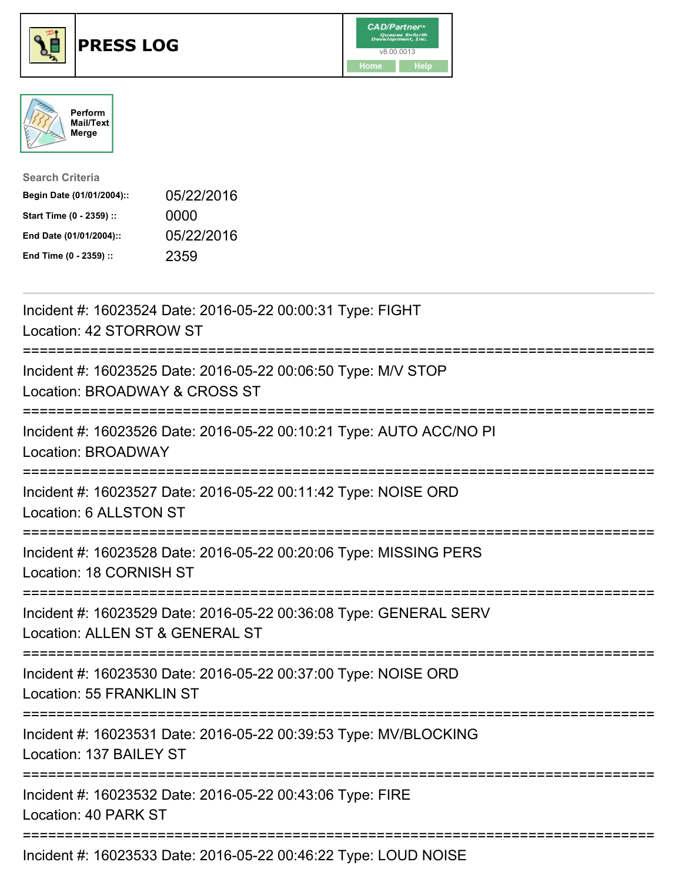# PRESS LOG

CAD/Partner™ v8.00.0013

Home | Help

Perform Mail/Text Merge

**Search Criteria**

| | |
|---|---|
| **Begin Date (01/01/2004)::** | 05/22/2016 |
| **Start Time (0 - 2359) ::** | 0000 |
| **End Date (01/01/2004)::** | 05/22/2016 |
| **End Time (0 - 2359) ::** | 2359 |

---

Incident #: 16023524 Date: 2016-05-22 00:00:31 Type: FIGHT
Location: 42 STORROW ST

===========================================================================

Incident #: 16023525 Date: 2016-05-22 00:06:50 Type: M/V STOP
Location: BROADWAY & CROSS ST

===========================================================================

Incident #: 16023526 Date: 2016-05-22 00:10:21 Type: AUTO ACC/NO PI
Location: BROADWAY

===========================================================================

Incident #: 16023527 Date: 2016-05-22 00:11:42 Type: NOISE ORD
Location: 6 ALLSTON ST

===========================================================================

Incident #: 16023528 Date: 2016-05-22 00:20:06 Type: MISSING PERS
Location: 18 CORNISH ST

===========================================================================

Incident #: 16023529 Date: 2016-05-22 00:36:08 Type: GENERAL SERV
Location: ALLEN ST & GENERAL ST

===========================================================================

Incident #: 16023530 Date: 2016-05-22 00:37:00 Type: NOISE ORD
Location: 55 FRANKLIN ST

===========================================================================

Incident #: 16023531 Date: 2016-05-22 00:39:53 Type: MV/BLOCKING
Location: 137 BAILEY ST

===========================================================================

Incident #: 16023532 Date: 2016-05-22 00:43:06 Type: FIRE
Location: 40 PARK ST

===========================================================================

Incident #: 16023533 Date: 2016-05-22 00:46:22 Type: LOUD NOISE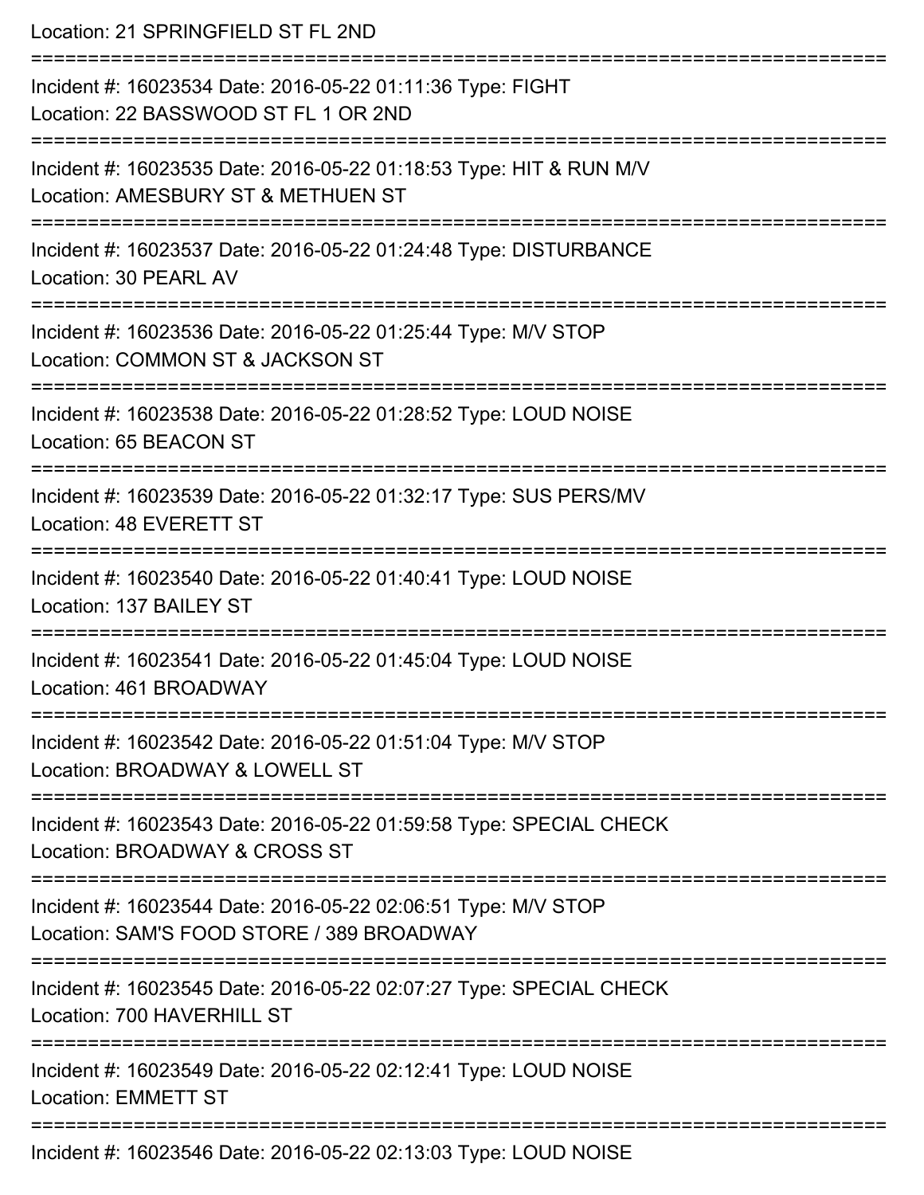Location: 21 SPRINGFIELD ST FL 2ND

===========================================================================

Incident #: 16023534 Date: 2016-05-22 01:11:36 Type: FIGHT
Location: 22 BASSWOOD ST FL 1 OR 2ND

===========================================================================

Incident #: 16023535 Date: 2016-05-22 01:18:53 Type: HIT & RUN M/V
Location: AMESBURY ST & METHUEN ST

===========================================================================

Incident #: 16023537 Date: 2016-05-22 01:24:48 Type: DISTURBANCE
Location: 30 PEARL AV

===========================================================================

Incident #: 16023536 Date: 2016-05-22 01:25:44 Type: M/V STOP
Location: COMMON ST & JACKSON ST

===========================================================================

Incident #: 16023538 Date: 2016-05-22 01:28:52 Type: LOUD NOISE
Location: 65 BEACON ST

===========================================================================

Incident #: 16023539 Date: 2016-05-22 01:32:17 Type: SUS PERS/MV
Location: 48 EVERETT ST

===========================================================================

Incident #: 16023540 Date: 2016-05-22 01:40:41 Type: LOUD NOISE
Location: 137 BAILEY ST

===========================================================================

Incident #: 16023541 Date: 2016-05-22 01:45:04 Type: LOUD NOISE
Location: 461 BROADWAY

===========================================================================

Incident #: 16023542 Date: 2016-05-22 01:51:04 Type: M/V STOP
Location: BROADWAY & LOWELL ST

===========================================================================

Incident #: 16023543 Date: 2016-05-22 01:59:58 Type: SPECIAL CHECK
Location: BROADWAY & CROSS ST

===========================================================================

Incident #: 16023544 Date: 2016-05-22 02:06:51 Type: M/V STOP
Location: SAM'S FOOD STORE / 389 BROADWAY

===========================================================================

Incident #: 16023545 Date: 2016-05-22 02:07:27 Type: SPECIAL CHECK
Location: 700 HAVERHILL ST

===========================================================================

Incident #: 16023549 Date: 2016-05-22 02:12:41 Type: LOUD NOISE
Location: EMMETT ST

===========================================================================

Incident #: 16023546 Date: 2016-05-22 02:13:03 Type: LOUD NOISE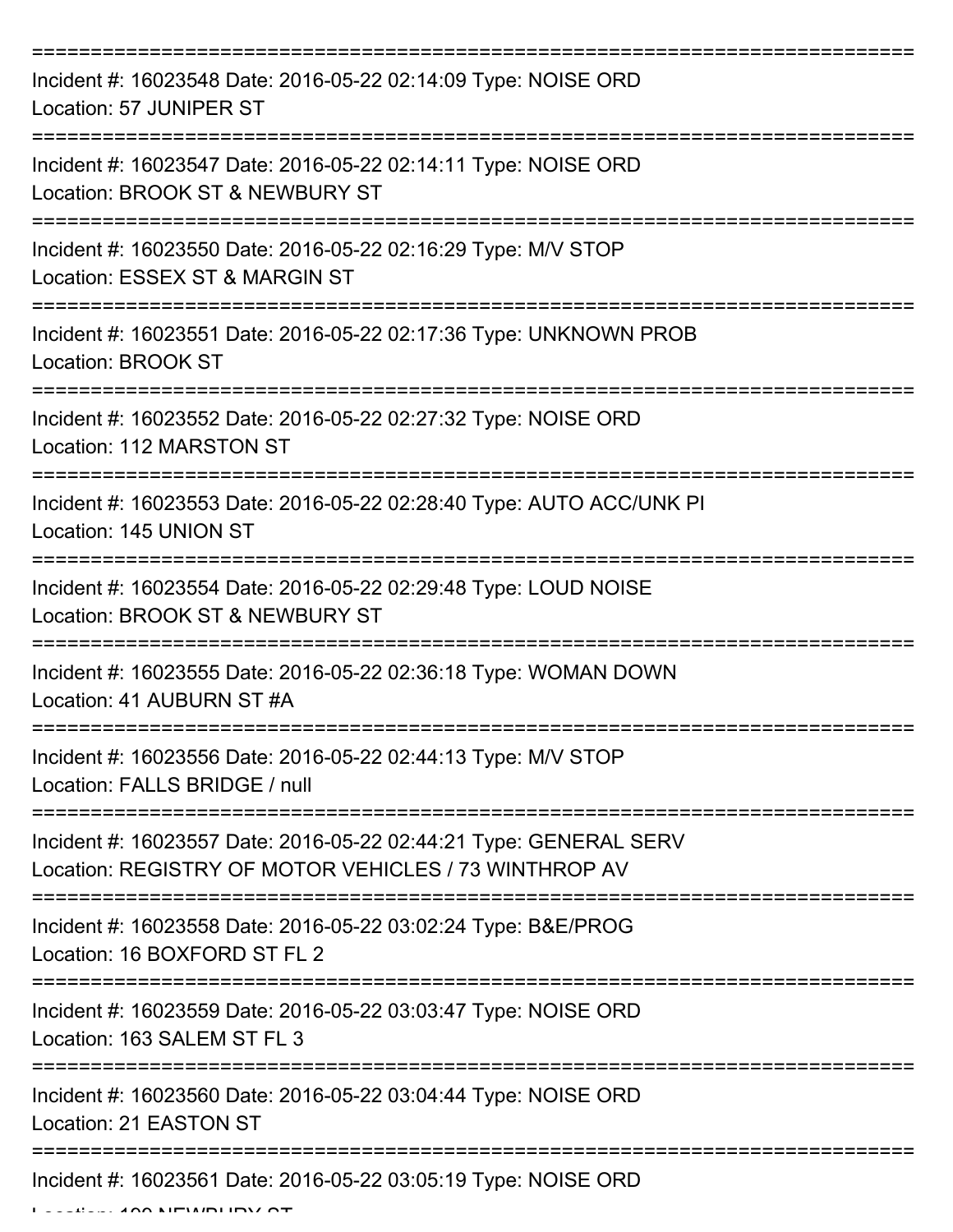Incident #: 16023548 Date: 2016-05-22 02:14:09 Type: NOISE ORD
Location: 57 JUNIPER ST

Incident #: 16023547 Date: 2016-05-22 02:14:11 Type: NOISE ORD
Location: BROOK ST & NEWBURY ST

Incident #: 16023550 Date: 2016-05-22 02:16:29 Type: M/V STOP
Location: ESSEX ST & MARGIN ST

Incident #: 16023551 Date: 2016-05-22 02:17:36 Type: UNKNOWN PROB
Location: BROOK ST

Incident #: 16023552 Date: 2016-05-22 02:27:32 Type: NOISE ORD
Location: 112 MARSTON ST

Incident #: 16023553 Date: 2016-05-22 02:28:40 Type: AUTO ACC/UNK PI
Location: 145 UNION ST

Incident #: 16023554 Date: 2016-05-22 02:29:48 Type: LOUD NOISE
Location: BROOK ST & NEWBURY ST

Incident #: 16023555 Date: 2016-05-22 02:36:18 Type: WOMAN DOWN
Location: 41 AUBURN ST #A

Incident #: 16023556 Date: 2016-05-22 02:44:13 Type: M/V STOP
Location: FALLS BRIDGE / null

Incident #: 16023557 Date: 2016-05-22 02:44:21 Type: GENERAL SERV
Location: REGISTRY OF MOTOR VEHICLES / 73 WINTHROP AV

Incident #: 16023558 Date: 2016-05-22 03:02:24 Type: B&E/PROG
Location: 16 BOXFORD ST FL 2

Incident #: 16023559 Date: 2016-05-22 03:03:47 Type: NOISE ORD
Location: 163 SALEM ST FL 3

Incident #: 16023560 Date: 2016-05-22 03:04:44 Type: NOISE ORD
Location: 21 EASTON ST

Incident #: 16023561 Date: 2016-05-22 03:05:19 Type: NOISE ORD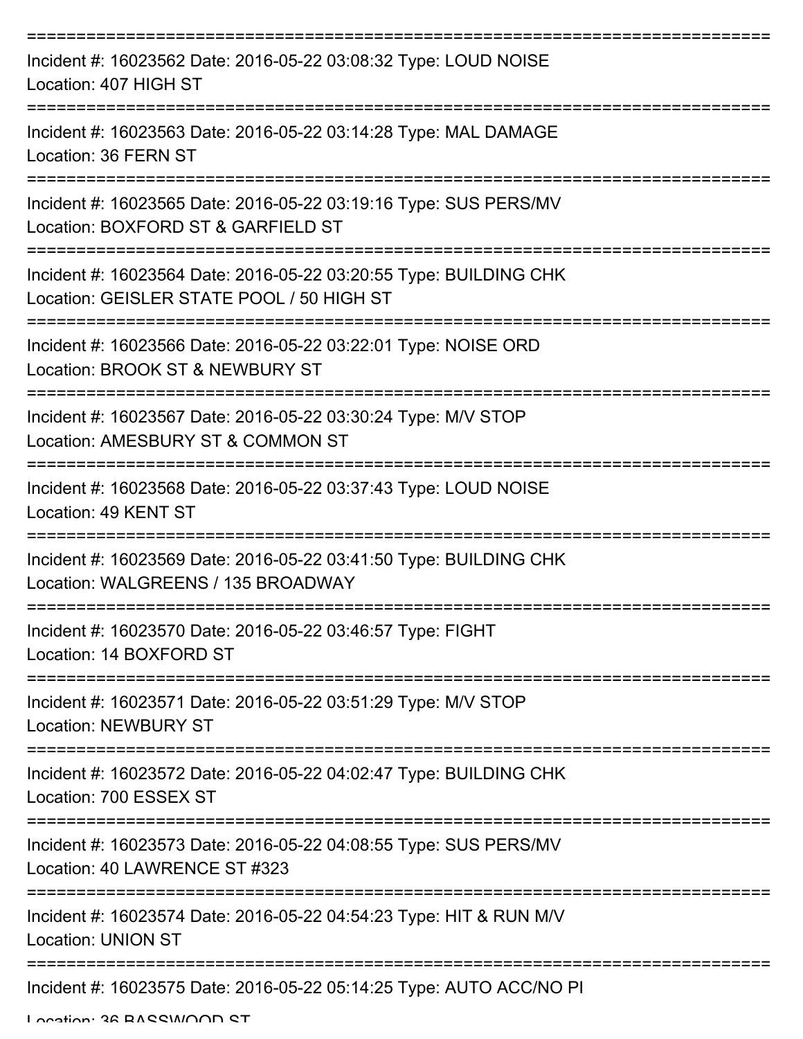Incident #: 16023562 Date: 2016-05-22 03:08:32 Type: LOUD NOISE
Location: 407 HIGH ST

Incident #: 16023563 Date: 2016-05-22 03:14:28 Type: MAL DAMAGE
Location: 36 FERN ST

Incident #: 16023565 Date: 2016-05-22 03:19:16 Type: SUS PERS/MV
Location: BOXFORD ST & GARFIELD ST

Incident #: 16023564 Date: 2016-05-22 03:20:55 Type: BUILDING CHK
Location: GEISLER STATE POOL / 50 HIGH ST

Incident #: 16023566 Date: 2016-05-22 03:22:01 Type: NOISE ORD
Location: BROOK ST & NEWBURY ST

Incident #: 16023567 Date: 2016-05-22 03:30:24 Type: M/V STOP
Location: AMESBURY ST & COMMON ST

Incident #: 16023568 Date: 2016-05-22 03:37:43 Type: LOUD NOISE
Location: 49 KENT ST

Incident #: 16023569 Date: 2016-05-22 03:41:50 Type: BUILDING CHK
Location: WALGREENS / 135 BROADWAY

Incident #: 16023570 Date: 2016-05-22 03:46:57 Type: FIGHT
Location: 14 BOXFORD ST

Incident #: 16023571 Date: 2016-05-22 03:51:29 Type: M/V STOP
Location: NEWBURY ST

Incident #: 16023572 Date: 2016-05-22 04:02:47 Type: BUILDING CHK
Location: 700 ESSEX ST

Incident #: 16023573 Date: 2016-05-22 04:08:55 Type: SUS PERS/MV
Location: 40 LAWRENCE ST #323

Incident #: 16023574 Date: 2016-05-22 04:54:23 Type: HIT & RUN M/V
Location: UNION ST

Incident #: 16023575 Date: 2016-05-22 05:14:25 Type: AUTO ACC/NO PI
Location: 36 BASSWOOD ST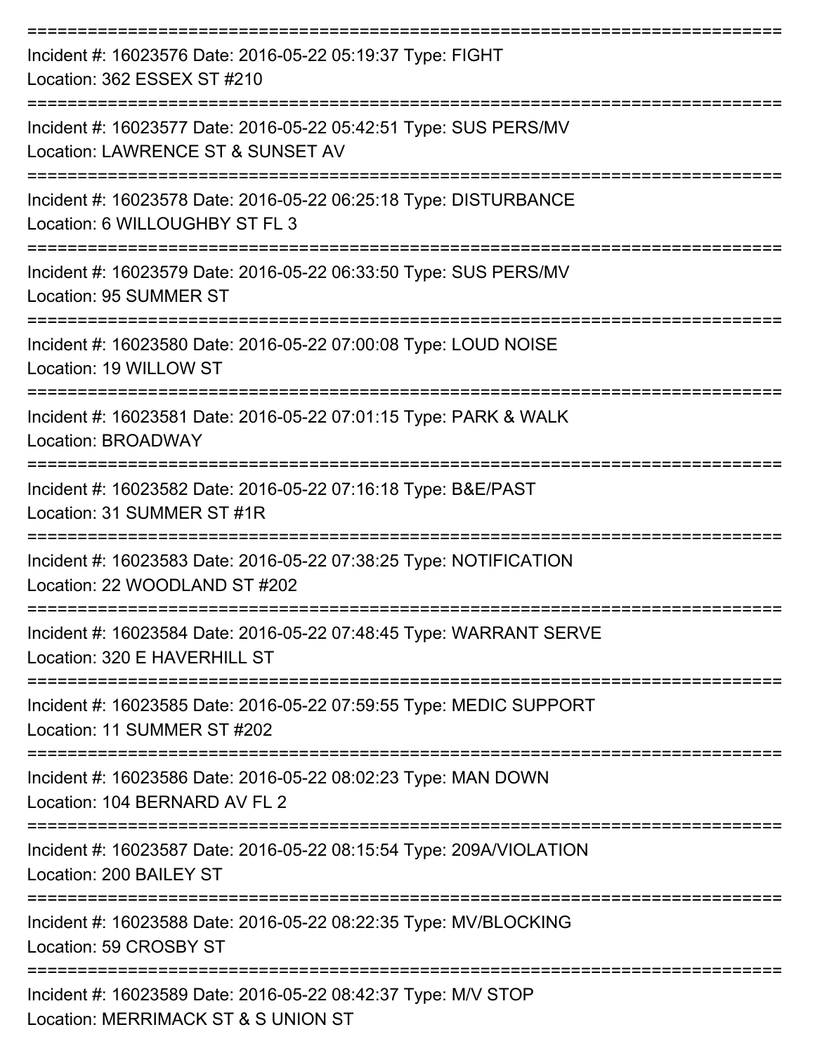Incident #: 16023576 Date: 2016-05-22 05:19:37 Type: FIGHT
Location: 362 ESSEX ST #210

Incident #: 16023577 Date: 2016-05-22 05:42:51 Type: SUS PERS/MV
Location: LAWRENCE ST & SUNSET AV

Incident #: 16023578 Date: 2016-05-22 06:25:18 Type: DISTURBANCE
Location: 6 WILLOUGHBY ST FL 3

Incident #: 16023579 Date: 2016-05-22 06:33:50 Type: SUS PERS/MV
Location: 95 SUMMER ST

Incident #: 16023580 Date: 2016-05-22 07:00:08 Type: LOUD NOISE
Location: 19 WILLOW ST

Incident #: 16023581 Date: 2016-05-22 07:01:15 Type: PARK & WALK
Location: BROADWAY

Incident #: 16023582 Date: 2016-05-22 07:16:18 Type: B&E/PAST
Location: 31 SUMMER ST #1R

Incident #: 16023583 Date: 2016-05-22 07:38:25 Type: NOTIFICATION
Location: 22 WOODLAND ST #202

Incident #: 16023584 Date: 2016-05-22 07:48:45 Type: WARRANT SERVE
Location: 320 E HAVERHILL ST

Incident #: 16023585 Date: 2016-05-22 07:59:55 Type: MEDIC SUPPORT
Location: 11 SUMMER ST #202

Incident #: 16023586 Date: 2016-05-22 08:02:23 Type: MAN DOWN
Location: 104 BERNARD AV FL 2

Incident #: 16023587 Date: 2016-05-22 08:15:54 Type: 209A/VIOLATION
Location: 200 BAILEY ST

Incident #: 16023588 Date: 2016-05-22 08:22:35 Type: MV/BLOCKING
Location: 59 CROSBY ST

Incident #: 16023589 Date: 2016-05-22 08:42:37 Type: M/V STOP
Location: MERRIMACK ST & S UNION ST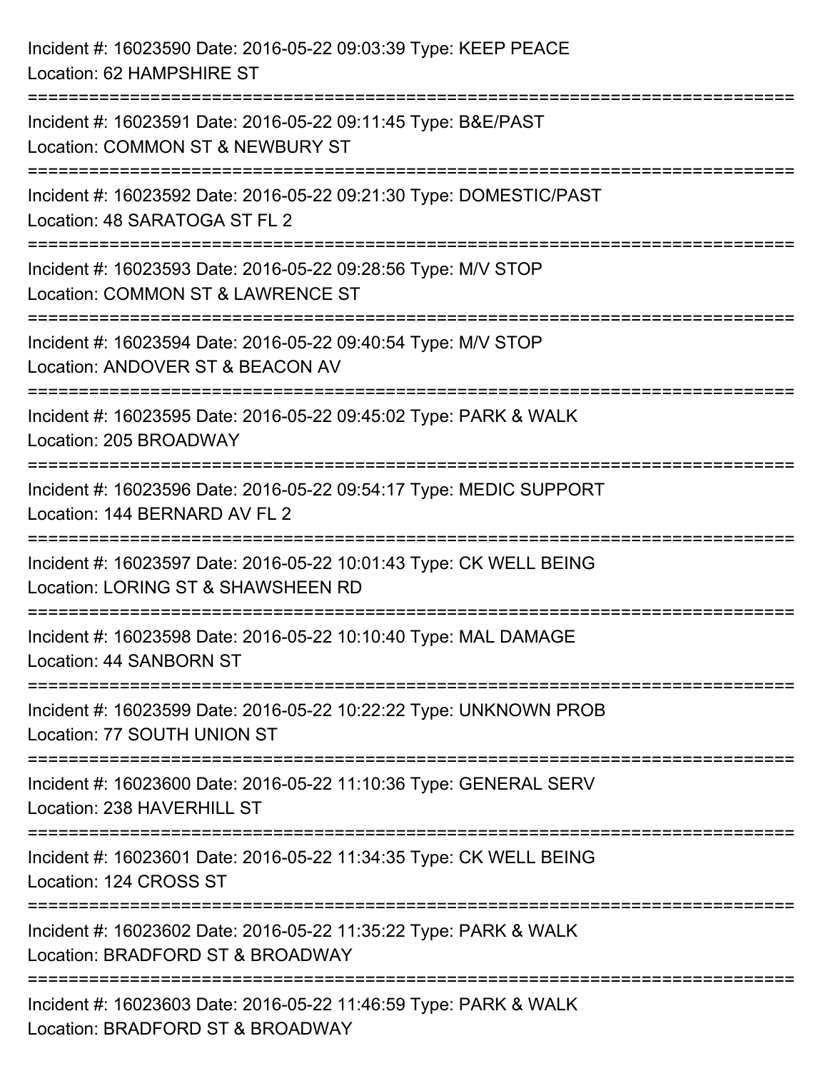Incident #: 16023590 Date: 2016-05-22 09:03:39 Type: KEEP PEACE
Location: 62 HAMPSHIRE ST

===========================================================================

Incident #: 16023591 Date: 2016-05-22 09:11:45 Type: B&E/PAST
Location: COMMON ST & NEWBURY ST

===========================================================================

Incident #: 16023592 Date: 2016-05-22 09:21:30 Type: DOMESTIC/PAST
Location: 48 SARATOGA ST FL 2

===========================================================================

Incident #: 16023593 Date: 2016-05-22 09:28:56 Type: M/V STOP
Location: COMMON ST & LAWRENCE ST

===========================================================================

Incident #: 16023594 Date: 2016-05-22 09:40:54 Type: M/V STOP
Location: ANDOVER ST & BEACON AV

===========================================================================

Incident #: 16023595 Date: 2016-05-22 09:45:02 Type: PARK & WALK
Location: 205 BROADWAY

===========================================================================

Incident #: 16023596 Date: 2016-05-22 09:54:17 Type: MEDIC SUPPORT
Location: 144 BERNARD AV FL 2

===========================================================================

Incident #: 16023597 Date: 2016-05-22 10:01:43 Type: CK WELL BEING
Location: LORING ST & SHAWSHEEN RD

===========================================================================

Incident #: 16023598 Date: 2016-05-22 10:10:40 Type: MAL DAMAGE
Location: 44 SANBORN ST

===========================================================================

Incident #: 16023599 Date: 2016-05-22 10:22:22 Type: UNKNOWN PROB
Location: 77 SOUTH UNION ST

===========================================================================

Incident #: 16023600 Date: 2016-05-22 11:10:36 Type: GENERAL SERV
Location: 238 HAVERHILL ST

===========================================================================

Incident #: 16023601 Date: 2016-05-22 11:34:35 Type: CK WELL BEING
Location: 124 CROSS ST

===========================================================================

Incident #: 16023602 Date: 2016-05-22 11:35:22 Type: PARK & WALK
Location: BRADFORD ST & BROADWAY

===========================================================================

Incident #: 16023603 Date: 2016-05-22 11:46:59 Type: PARK & WALK
Location: BRADFORD ST & BROADWAY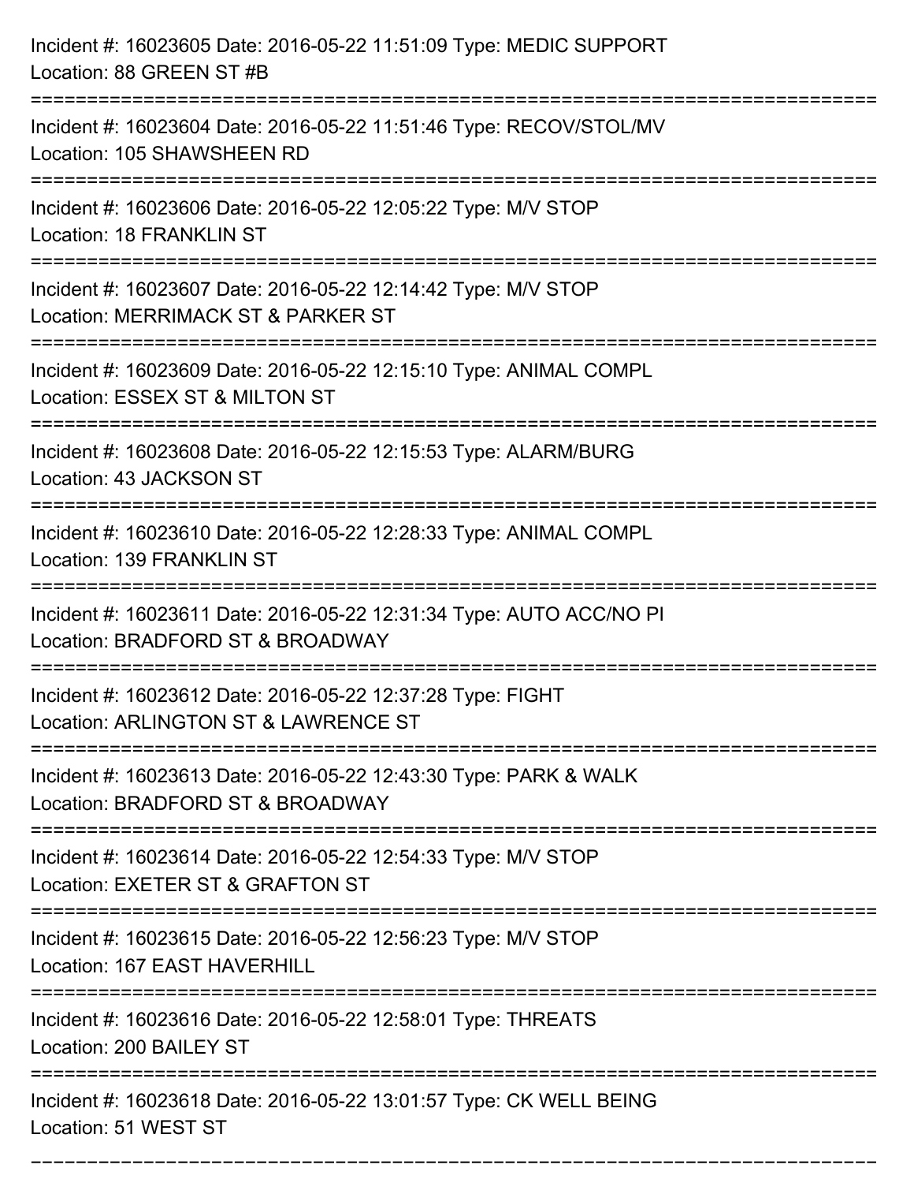Incident #: 16023605 Date: 2016-05-22 11:51:09 Type: MEDIC SUPPORT
Location: 88 GREEN ST #B

===========================================================================

Incident #: 16023604 Date: 2016-05-22 11:51:46 Type: RECOV/STOL/MV
Location: 105 SHAWSHEEN RD

===========================================================================

Incident #: 16023606 Date: 2016-05-22 12:05:22 Type: M/V STOP
Location: 18 FRANKLIN ST

===========================================================================

Incident #: 16023607 Date: 2016-05-22 12:14:42 Type: M/V STOP
Location: MERRIMACK ST & PARKER ST

===========================================================================

Incident #: 16023609 Date: 2016-05-22 12:15:10 Type: ANIMAL COMPL
Location: ESSEX ST & MILTON ST

===========================================================================

Incident #: 16023608 Date: 2016-05-22 12:15:53 Type: ALARM/BURG
Location: 43 JACKSON ST

===========================================================================

Incident #: 16023610 Date: 2016-05-22 12:28:33 Type: ANIMAL COMPL
Location: 139 FRANKLIN ST

===========================================================================

Incident #: 16023611 Date: 2016-05-22 12:31:34 Type: AUTO ACC/NO PI
Location: BRADFORD ST & BROADWAY

===========================================================================

Incident #: 16023612 Date: 2016-05-22 12:37:28 Type: FIGHT
Location: ARLINGTON ST & LAWRENCE ST

===========================================================================

Incident #: 16023613 Date: 2016-05-22 12:43:30 Type: PARK & WALK
Location: BRADFORD ST & BROADWAY

===========================================================================

Incident #: 16023614 Date: 2016-05-22 12:54:33 Type: M/V STOP
Location: EXETER ST & GRAFTON ST

===========================================================================

Incident #: 16023615 Date: 2016-05-22 12:56:23 Type: M/V STOP
Location: 167 EAST HAVERHILL

===========================================================================

Incident #: 16023616 Date: 2016-05-22 12:58:01 Type: THREATS
Location: 200 BAILEY ST

===========================================================================

Incident #: 16023618 Date: 2016-05-22 13:01:57 Type: CK WELL BEING
Location: 51 WEST ST

===========================================================================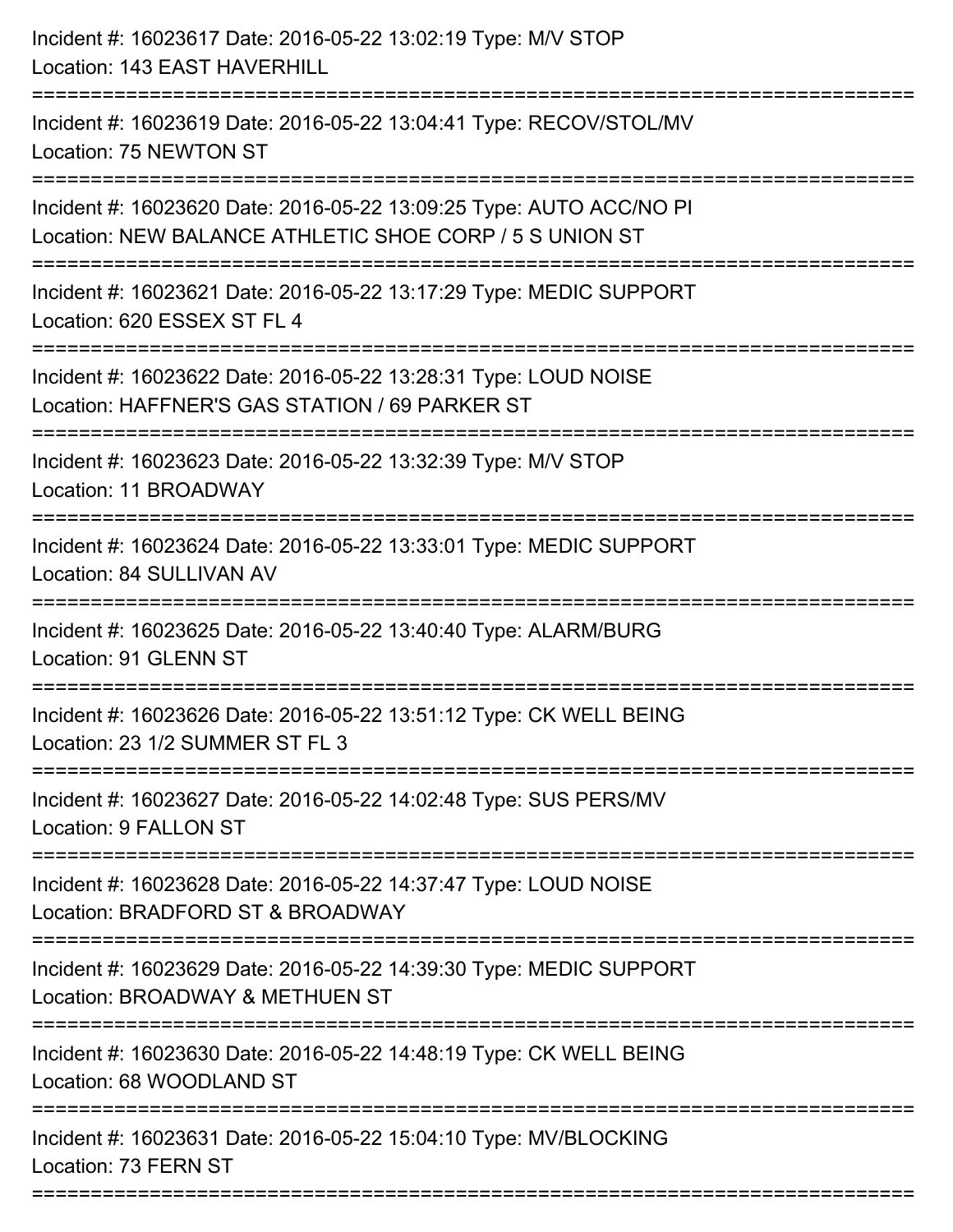Incident #: 16023617 Date: 2016-05-22 13:02:19 Type: M/V STOP
Location: 143 EAST HAVERHILL

===========================================================================

Incident #: 16023619 Date: 2016-05-22 13:04:41 Type: RECOV/STOL/MV
Location: 75 NEWTON ST

===========================================================================

Incident #: 16023620 Date: 2016-05-22 13:09:25 Type: AUTO ACC/NO PI
Location: NEW BALANCE ATHLETIC SHOE CORP / 5 S UNION ST

===========================================================================

Incident #: 16023621 Date: 2016-05-22 13:17:29 Type: MEDIC SUPPORT
Location: 620 ESSEX ST FL 4

===========================================================================

Incident #: 16023622 Date: 2016-05-22 13:28:31 Type: LOUD NOISE
Location: HAFFNER'S GAS STATION / 69 PARKER ST

===========================================================================

Incident #: 16023623 Date: 2016-05-22 13:32:39 Type: M/V STOP
Location: 11 BROADWAY

===========================================================================

Incident #: 16023624 Date: 2016-05-22 13:33:01 Type: MEDIC SUPPORT
Location: 84 SULLIVAN AV

===========================================================================

Incident #: 16023625 Date: 2016-05-22 13:40:40 Type: ALARM/BURG
Location: 91 GLENN ST

===========================================================================

Incident #: 16023626 Date: 2016-05-22 13:51:12 Type: CK WELL BEING
Location: 23 1/2 SUMMER ST FL 3

===========================================================================

Incident #: 16023627 Date: 2016-05-22 14:02:48 Type: SUS PERS/MV
Location: 9 FALLON ST

===========================================================================

Incident #: 16023628 Date: 2016-05-22 14:37:47 Type: LOUD NOISE
Location: BRADFORD ST & BROADWAY

===========================================================================

Incident #: 16023629 Date: 2016-05-22 14:39:30 Type: MEDIC SUPPORT
Location: BROADWAY & METHUEN ST

===========================================================================

Incident #: 16023630 Date: 2016-05-22 14:48:19 Type: CK WELL BEING
Location: 68 WOODLAND ST

===========================================================================

Incident #: 16023631 Date: 2016-05-22 15:04:10 Type: MV/BLOCKING
Location: 73 FERN ST

===========================================================================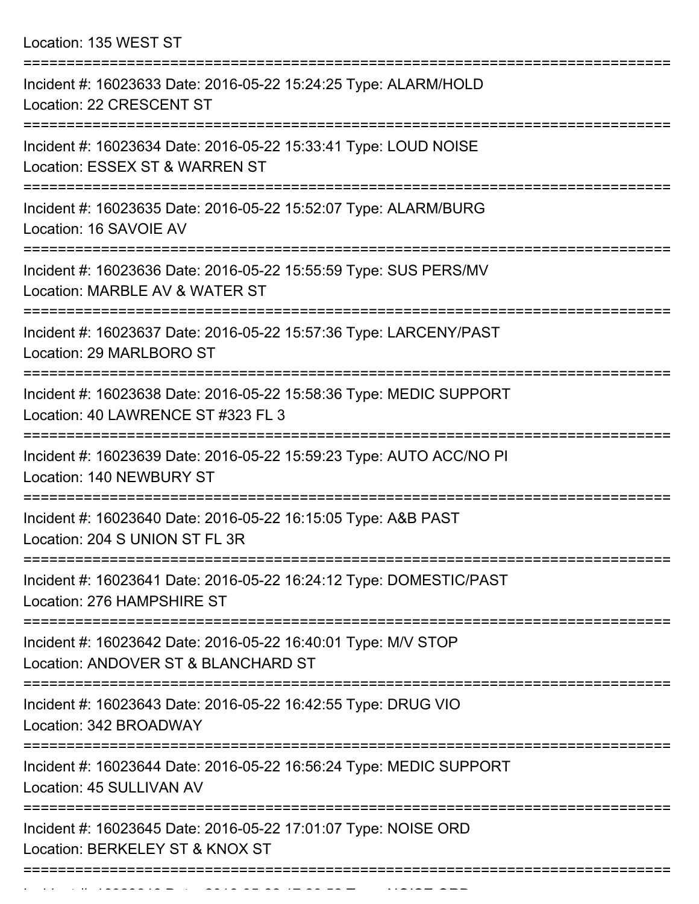Location: 135 WEST ST

===========================================================================

Incident #: 16023633 Date: 2016-05-22 15:24:25 Type: ALARM/HOLD
Location: 22 CRESCENT ST

===========================================================================

Incident #: 16023634 Date: 2016-05-22 15:33:41 Type: LOUD NOISE
Location: ESSEX ST & WARREN ST

===========================================================================

Incident #: 16023635 Date: 2016-05-22 15:52:07 Type: ALARM/BURG
Location: 16 SAVOIE AV

===========================================================================

Incident #: 16023636 Date: 2016-05-22 15:55:59 Type: SUS PERS/MV
Location: MARBLE AV & WATER ST

===========================================================================

Incident #: 16023637 Date: 2016-05-22 15:57:36 Type: LARCENY/PAST
Location: 29 MARLBORO ST

===========================================================================

Incident #: 16023638 Date: 2016-05-22 15:58:36 Type: MEDIC SUPPORT
Location: 40 LAWRENCE ST #323 FL 3

===========================================================================

Incident #: 16023639 Date: 2016-05-22 15:59:23 Type: AUTO ACC/NO PI
Location: 140 NEWBURY ST

===========================================================================

Incident #: 16023640 Date: 2016-05-22 16:15:05 Type: A&B PAST
Location: 204 S UNION ST FL 3R

===========================================================================

Incident #: 16023641 Date: 2016-05-22 16:24:12 Type: DOMESTIC/PAST
Location: 276 HAMPSHIRE ST

===========================================================================

Incident #: 16023642 Date: 2016-05-22 16:40:01 Type: M/V STOP
Location: ANDOVER ST & BLANCHARD ST

===========================================================================

Incident #: 16023643 Date: 2016-05-22 16:42:55 Type: DRUG VIO
Location: 342 BROADWAY

===========================================================================

Incident #: 16023644 Date: 2016-05-22 16:56:24 Type: MEDIC SUPPORT
Location: 45 SULLIVAN AV

===========================================================================

Incident #: 16023645 Date: 2016-05-22 17:01:07 Type: NOISE ORD
Location: BERKELEY ST & KNOX ST

===========================================================================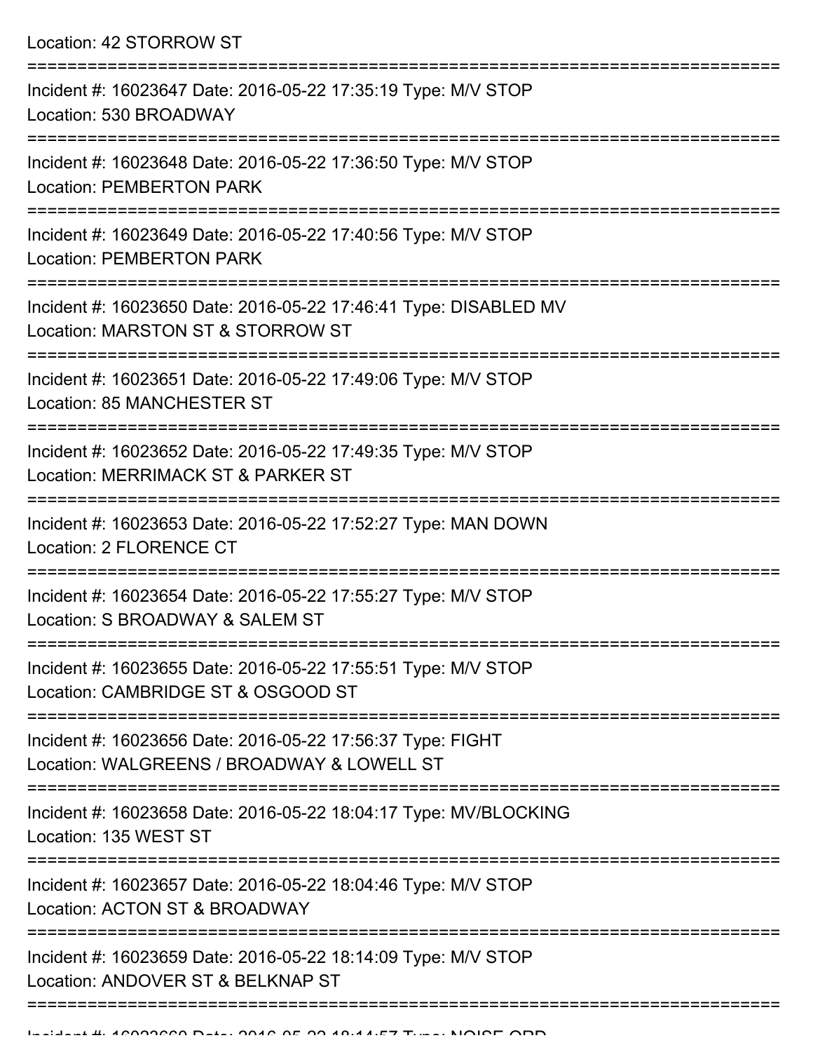Location: 42 STORROW ST

===========================================================================

Incident #: 16023647 Date: 2016-05-22 17:35:19 Type: M/V STOP
Location: 530 BROADWAY

===========================================================================

Incident #: 16023648 Date: 2016-05-22 17:36:50 Type: M/V STOP
Location: PEMBERTON PARK

===========================================================================

Incident #: 16023649 Date: 2016-05-22 17:40:56 Type: M/V STOP
Location: PEMBERTON PARK

===========================================================================

Incident #: 16023650 Date: 2016-05-22 17:46:41 Type: DISABLED MV
Location: MARSTON ST & STORROW ST

===========================================================================

Incident #: 16023651 Date: 2016-05-22 17:49:06 Type: M/V STOP
Location: 85 MANCHESTER ST

===========================================================================

Incident #: 16023652 Date: 2016-05-22 17:49:35 Type: M/V STOP
Location: MERRIMACK ST & PARKER ST

===========================================================================

Incident #: 16023653 Date: 2016-05-22 17:52:27 Type: MAN DOWN
Location: 2 FLORENCE CT

===========================================================================

Incident #: 16023654 Date: 2016-05-22 17:55:27 Type: M/V STOP
Location: S BROADWAY & SALEM ST

===========================================================================

Incident #: 16023655 Date: 2016-05-22 17:55:51 Type: M/V STOP
Location: CAMBRIDGE ST & OSGOOD ST

===========================================================================

Incident #: 16023656 Date: 2016-05-22 17:56:37 Type: FIGHT
Location: WALGREENS / BROADWAY & LOWELL ST

===========================================================================

Incident #: 16023658 Date: 2016-05-22 18:04:17 Type: MV/BLOCKING
Location: 135 WEST ST

===========================================================================

Incident #: 16023657 Date: 2016-05-22 18:04:46 Type: M/V STOP
Location: ACTON ST & BROADWAY

===========================================================================

Incident #: 16023659 Date: 2016-05-22 18:14:09 Type: M/V STOP
Location: ANDOVER ST & BELKNAP ST

===========================================================================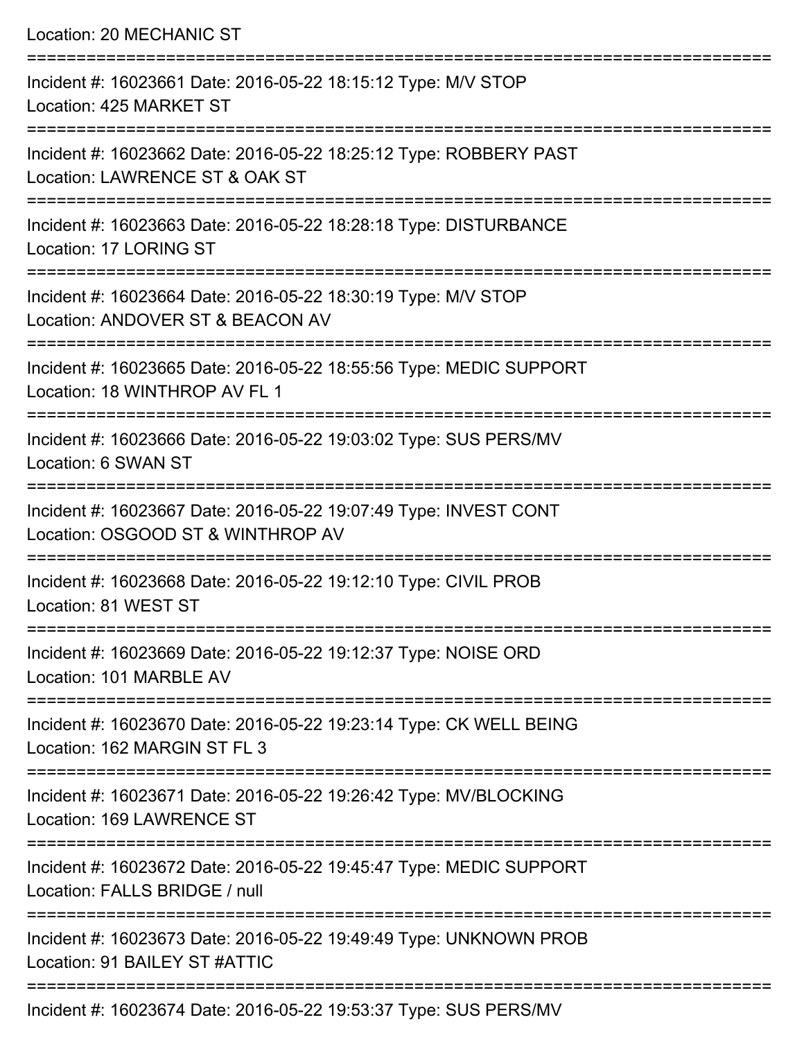Location: 20 MECHANIC ST

===========================================================================

Incident #: 16023661 Date: 2016-05-22 18:15:12 Type: M/V STOP
Location: 425 MARKET ST

===========================================================================

Incident #: 16023662 Date: 2016-05-22 18:25:12 Type: ROBBERY PAST
Location: LAWRENCE ST & OAK ST

===========================================================================

Incident #: 16023663 Date: 2016-05-22 18:28:18 Type: DISTURBANCE
Location: 17 LORING ST

===========================================================================

Incident #: 16023664 Date: 2016-05-22 18:30:19 Type: M/V STOP
Location: ANDOVER ST & BEACON AV

===========================================================================

Incident #: 16023665 Date: 2016-05-22 18:55:56 Type: MEDIC SUPPORT
Location: 18 WINTHROP AV FL 1

===========================================================================

Incident #: 16023666 Date: 2016-05-22 19:03:02 Type: SUS PERS/MV
Location: 6 SWAN ST

===========================================================================

Incident #: 16023667 Date: 2016-05-22 19:07:49 Type: INVEST CONT
Location: OSGOOD ST & WINTHROP AV

===========================================================================

Incident #: 16023668 Date: 2016-05-22 19:12:10 Type: CIVIL PROB
Location: 81 WEST ST

===========================================================================

Incident #: 16023669 Date: 2016-05-22 19:12:37 Type: NOISE ORD
Location: 101 MARBLE AV

===========================================================================

Incident #: 16023670 Date: 2016-05-22 19:23:14 Type: CK WELL BEING
Location: 162 MARGIN ST FL 3

===========================================================================

Incident #: 16023671 Date: 2016-05-22 19:26:42 Type: MV/BLOCKING
Location: 169 LAWRENCE ST

===========================================================================

Incident #: 16023672 Date: 2016-05-22 19:45:47 Type: MEDIC SUPPORT
Location: FALLS BRIDGE / null

===========================================================================

Incident #: 16023673 Date: 2016-05-22 19:49:49 Type: UNKNOWN PROB
Location: 91 BAILEY ST #ATTIC

===========================================================================

Incident #: 16023674 Date: 2016-05-22 19:53:37 Type: SUS PERS/MV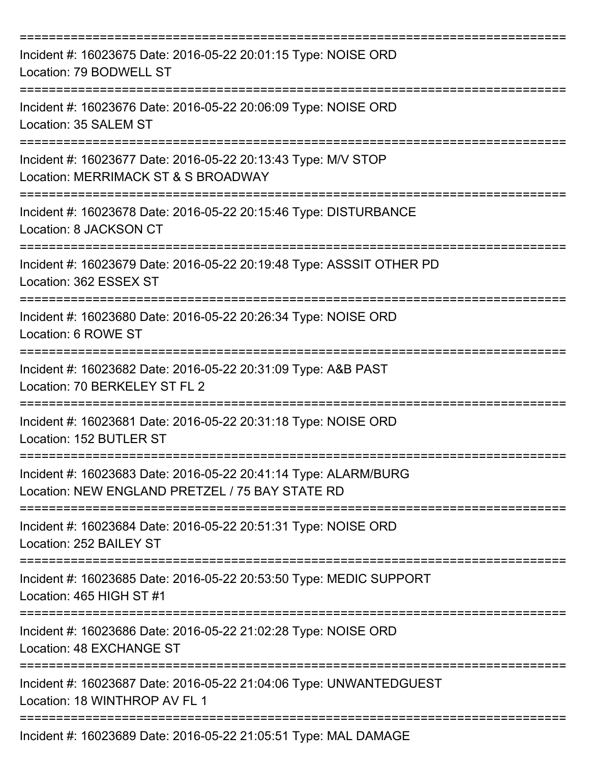===========================================================================

Incident #: 16023675 Date: 2016-05-22 20:01:15 Type: NOISE ORD
Location: 79 BODWELL ST

===========================================================================

Incident #: 16023676 Date: 2016-05-22 20:06:09 Type: NOISE ORD
Location: 35 SALEM ST

===========================================================================

Incident #: 16023677 Date: 2016-05-22 20:13:43 Type: M/V STOP
Location: MERRIMACK ST & S BROADWAY

===========================================================================

Incident #: 16023678 Date: 2016-05-22 20:15:46 Type: DISTURBANCE
Location: 8 JACKSON CT

===========================================================================

Incident #: 16023679 Date: 2016-05-22 20:19:48 Type: ASSSIT OTHER PD
Location: 362 ESSEX ST

===========================================================================

Incident #: 16023680 Date: 2016-05-22 20:26:34 Type: NOISE ORD
Location: 6 ROWE ST

===========================================================================

Incident #: 16023682 Date: 2016-05-22 20:31:09 Type: A&B PAST
Location: 70 BERKELEY ST FL 2

===========================================================================

Incident #: 16023681 Date: 2016-05-22 20:31:18 Type: NOISE ORD
Location: 152 BUTLER ST

===========================================================================

Incident #: 16023683 Date: 2016-05-22 20:41:14 Type: ALARM/BURG
Location: NEW ENGLAND PRETZEL / 75 BAY STATE RD

===========================================================================

Incident #: 16023684 Date: 2016-05-22 20:51:31 Type: NOISE ORD
Location: 252 BAILEY ST

===========================================================================

Incident #: 16023685 Date: 2016-05-22 20:53:50 Type: MEDIC SUPPORT
Location: 465 HIGH ST #1

===========================================================================

Incident #: 16023686 Date: 2016-05-22 21:02:28 Type: NOISE ORD
Location: 48 EXCHANGE ST

===========================================================================

Incident #: 16023687 Date: 2016-05-22 21:04:06 Type: UNWANTEDGUEST
Location: 18 WINTHROP AV FL 1

===========================================================================

Incident #: 16023689 Date: 2016-05-22 21:05:51 Type: MAL DAMAGE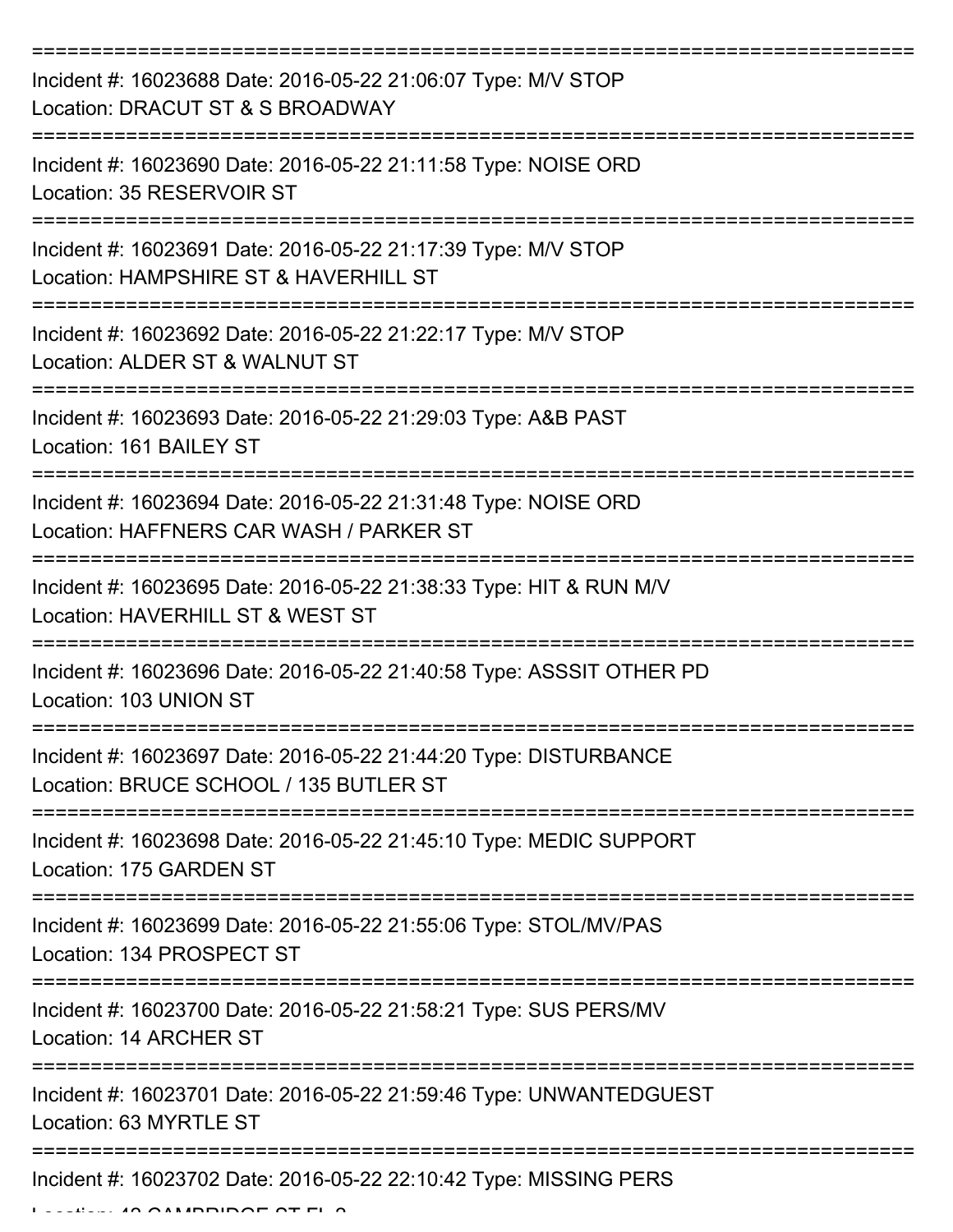===========================================================================

Incident #: 16023688 Date: 2016-05-22 21:06:07 Type: M/V STOP
Location: DRACUT ST & S BROADWAY

===========================================================================

Incident #: 16023690 Date: 2016-05-22 21:11:58 Type: NOISE ORD
Location: 35 RESERVOIR ST

===========================================================================

Incident #: 16023691 Date: 2016-05-22 21:17:39 Type: M/V STOP
Location: HAMPSHIRE ST & HAVERHILL ST

===========================================================================

Incident #: 16023692 Date: 2016-05-22 21:22:17 Type: M/V STOP
Location: ALDER ST & WALNUT ST

===========================================================================

Incident #: 16023693 Date: 2016-05-22 21:29:03 Type: A&B PAST
Location: 161 BAILEY ST

===========================================================================

Incident #: 16023694 Date: 2016-05-22 21:31:48 Type: NOISE ORD
Location: HAFFNERS CAR WASH / PARKER ST

===========================================================================

Incident #: 16023695 Date: 2016-05-22 21:38:33 Type: HIT & RUN M/V
Location: HAVERHILL ST & WEST ST

===========================================================================

Incident #: 16023696 Date: 2016-05-22 21:40:58 Type: ASSSIT OTHER PD
Location: 103 UNION ST

===========================================================================

Incident #: 16023697 Date: 2016-05-22 21:44:20 Type: DISTURBANCE
Location: BRUCE SCHOOL / 135 BUTLER ST

===========================================================================

Incident #: 16023698 Date: 2016-05-22 21:45:10 Type: MEDIC SUPPORT
Location: 175 GARDEN ST

===========================================================================

Incident #: 16023699 Date: 2016-05-22 21:55:06 Type: STOL/MV/PAS
Location: 134 PROSPECT ST

===========================================================================

Incident #: 16023700 Date: 2016-05-22 21:58:21 Type: SUS PERS/MV
Location: 14 ARCHER ST

===========================================================================

Incident #: 16023701 Date: 2016-05-22 21:59:46 Type: UNWANTEDGUEST
Location: 63 MYRTLE ST

===========================================================================

Incident #: 16023702 Date: 2016-05-22 22:10:42 Type: MISSING PERS
Location: 42 CAMBRIDGE ST FL 2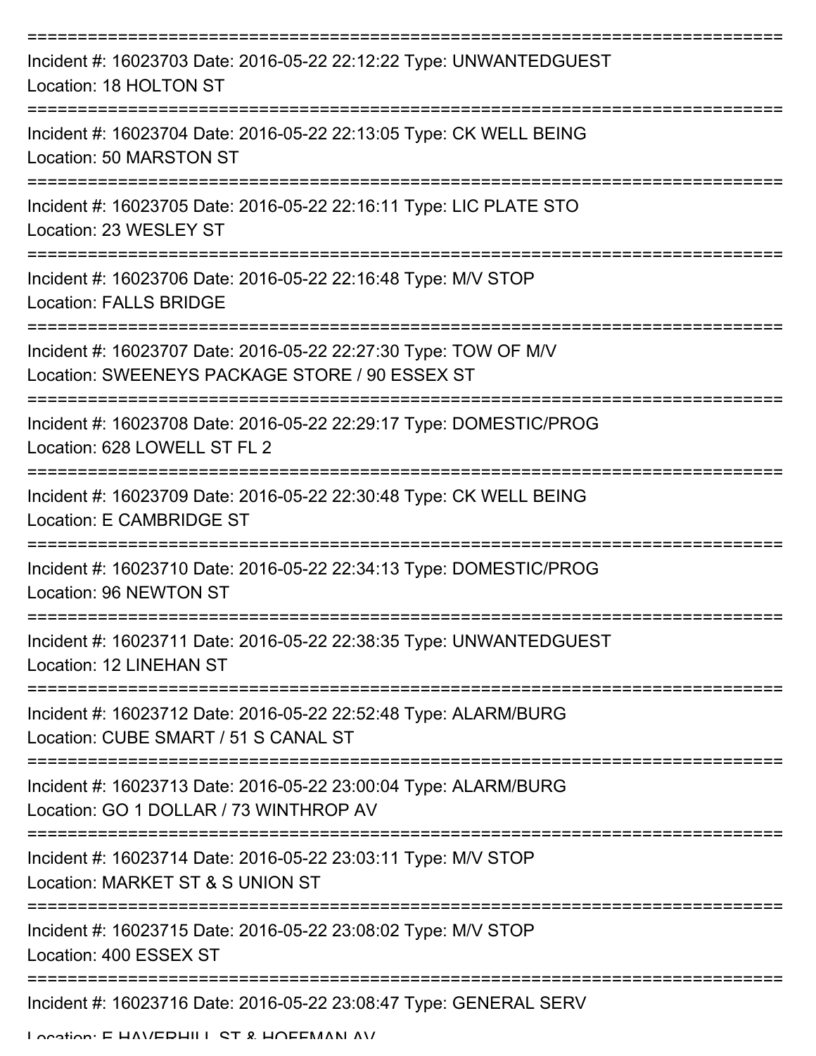===========================================================================
Incident #: 16023703 Date: 2016-05-22 22:12:22 Type: UNWANTEDGUEST
Location: 18 HOLTON ST
===========================================================================
Incident #: 16023704 Date: 2016-05-22 22:13:05 Type: CK WELL BEING
Location: 50 MARSTON ST
===========================================================================
Incident #: 16023705 Date: 2016-05-22 22:16:11 Type: LIC PLATE STO
Location: 23 WESLEY ST
===========================================================================
Incident #: 16023706 Date: 2016-05-22 22:16:48 Type: M/V STOP
Location: FALLS BRIDGE
===========================================================================
Incident #: 16023707 Date: 2016-05-22 22:27:30 Type: TOW OF M/V
Location: SWEENEYS PACKAGE STORE / 90 ESSEX ST
===========================================================================
Incident #: 16023708 Date: 2016-05-22 22:29:17 Type: DOMESTIC/PROG
Location: 628 LOWELL ST FL 2
===========================================================================
Incident #: 16023709 Date: 2016-05-22 22:30:48 Type: CK WELL BEING
Location: E CAMBRIDGE ST
===========================================================================
Incident #: 16023710 Date: 2016-05-22 22:34:13 Type: DOMESTIC/PROG
Location: 96 NEWTON ST
===========================================================================
Incident #: 16023711 Date: 2016-05-22 22:38:35 Type: UNWANTEDGUEST
Location: 12 LINEHAN ST
===========================================================================
Incident #: 16023712 Date: 2016-05-22 22:52:48 Type: ALARM/BURG
Location: CUBE SMART / 51 S CANAL ST
===========================================================================
Incident #: 16023713 Date: 2016-05-22 23:00:04 Type: ALARM/BURG
Location: GO 1 DOLLAR / 73 WINTHROP AV
===========================================================================
Incident #: 16023714 Date: 2016-05-22 23:03:11 Type: M/V STOP
Location: MARKET ST & S UNION ST
===========================================================================
Incident #: 16023715 Date: 2016-05-22 23:08:02 Type: M/V STOP
Location: 400 ESSEX ST
===========================================================================
Incident #: 16023716 Date: 2016-05-22 23:08:47 Type: GENERAL SERV
Location: E HAVERHILL ST & HOFFMAN AV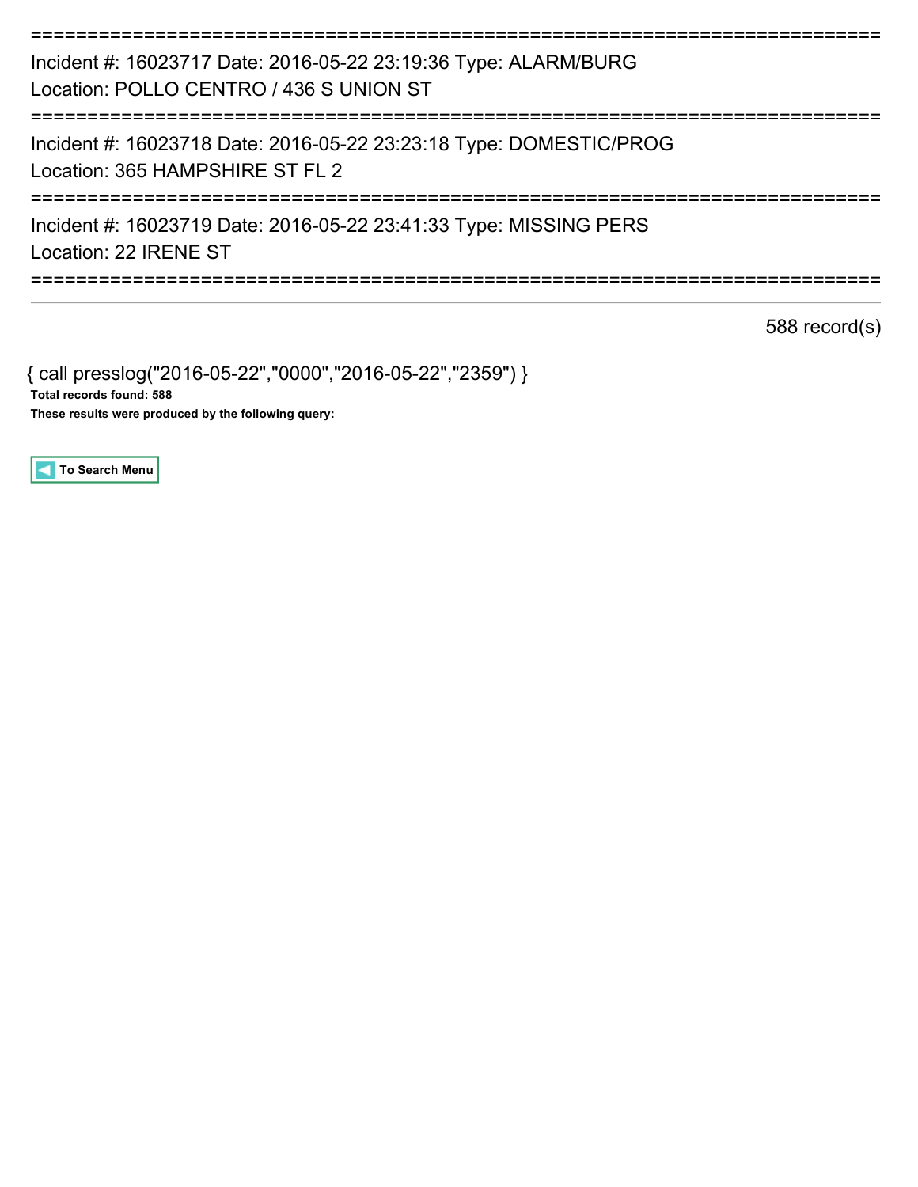===========================================================================

Incident #: 16023717 Date: 2016-05-22 23:19:36 Type: ALARM/BURG
Location: POLLO CENTRO / 436 S UNION ST

===========================================================================

Incident #: 16023718 Date: 2016-05-22 23:23:18 Type: DOMESTIC/PROG
Location: 365 HAMPSHIRE ST FL 2

===========================================================================

Incident #: 16023719 Date: 2016-05-22 23:41:33 Type: MISSING PERS
Location: 22 IRENE ST

===========================================================================

588 record(s)

{ call presslog("2016-05-22","0000","2016-05-22","2359") }

**Total records found: 588**

**These results were produced by the following query:**

**To Search Menu**